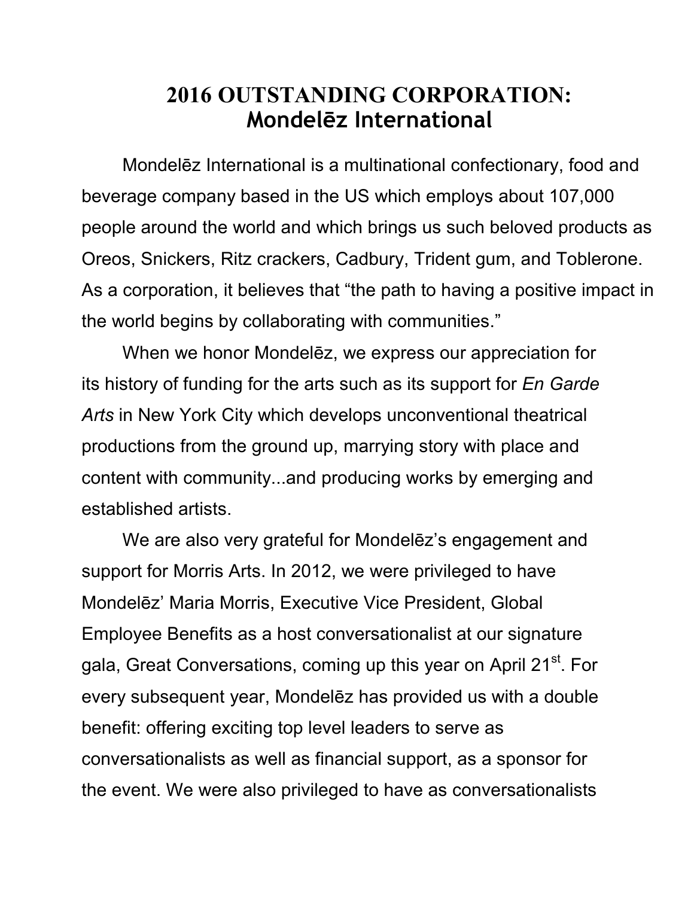# 2016 OUTSTANDING CORPORATION: Mondelēz International

Mondelēz International is a multinational confectionary, food and beverage company based in the US which employs about 107,000 people around the world and which brings us such beloved products as Oreos, Snickers, Ritz crackers, Cadbury, Trident gum, and Toblerone. As a corporation, it believes that "the path to having a positive impact in the world begins by collaborating with communities."

When we honor Mondelēz, we express our appreciation for its history of funding for the arts such as its support for *En Garde Arts* in New York City which develops unconventional theatrical productions from the ground up, marrying story with place and content with community...and producing works by emerging and established artists.

We are also very grateful for Mondelēz's engagement and support for Morris Arts. In 2012, we were privileged to have Mondelēz' Maria Morris, Executive Vice President, Global Employee Benefits as a host conversationalist at our signature gala, Great Conversations, coming up this year on April 21st. For every subsequent year, Mondelēz has provided us with a double benefit: offering exciting top level leaders to serve as conversationalists as well as financial support, as a sponsor for the event. We were also privileged to have as conversationalists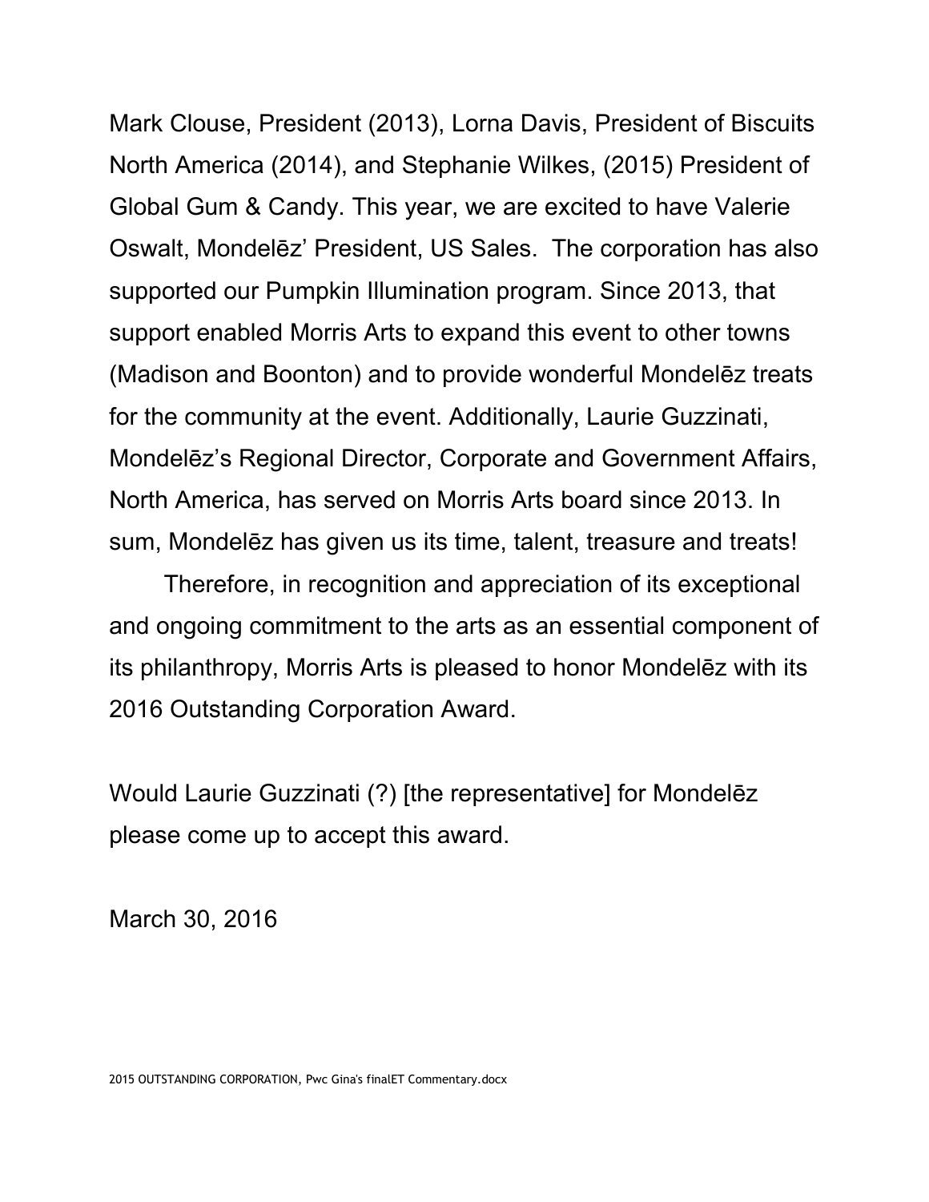Mark Clouse, President (2013), Lorna Davis, President of Biscuits North America (2014), and Stephanie Wilkes, (2015) President of Global Gum & Candy. This year, we are excited to have Valerie Oswalt, Mondelēz' President, US Sales. The corporation has also supported our Pumpkin Illumination program. Since 2013, that support enabled Morris Arts to expand this event to other towns (Madison and Boonton) and to provide wonderful Mondelēz treats for the community at the event. Additionally, Laurie Guzzinati, Mondelēz's Regional Director, Corporate and Government Affairs, North America, has served on Morris Arts board since 2013. In sum, Mondelēz has given us its time, talent, treasure and treats!

Therefore, in recognition and appreciation of its exceptional and ongoing commitment to the arts as an essential component of its philanthropy, Morris Arts is pleased to honor Mondelēz with its 2016 Outstanding Corporation Award.

Would Laurie Guzzinati (?) [the representative] for Mondelēz please come up to accept this award.

March 30, 2016